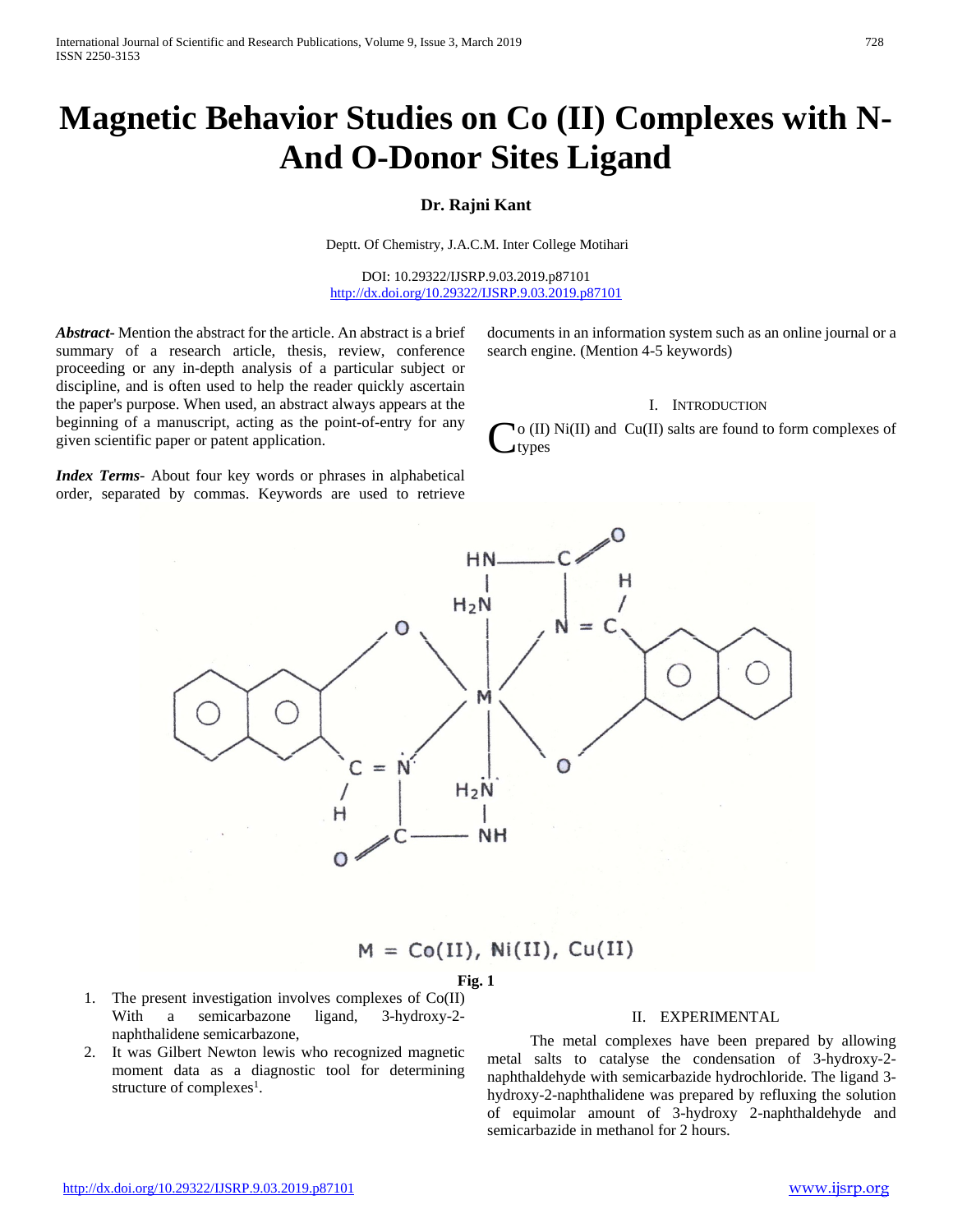# Magnetic Behavior Studies on Co (II) Complexes with N- And O-Donor Sites Ligand

**Dr. Rajni Kant**

Deptt. Of Chemistry, J.A.C.M. Inter College Motihari

DOI: 10.29322/IJSRP.9.03.2019.p87101
http://dx.doi.org/10.29322/IJSRP.9.03.2019.p87101

***Abstract***- Mention the abstract for the article. An abstract is a brief summary of a research article, thesis, review, conference proceeding or any in-depth analysis of a particular subject or discipline, and is often used to help the reader quickly ascertain the paper's purpose. When used, an abstract always appears at the beginning of a manuscript, acting as the point-of-entry for any given scientific paper or patent application.

***Index Terms***- About four key words or phrases in alphabetical order, separated by commas. Keywords are used to retrieve documents in an information system such as an online journal or a search engine. (Mention 4-5 keywords)

## I. Introduction

Co (II) Ni(II) and Cu(II) salts are found to form complexes of types

M = Co(II), Ni(II), Cu(II)

**Fig. 1**

1. The present investigation involves complexes of Co(II) With a semicarbazone ligand, 3-hydroxy-2-naphthalidene semicarbazone,
2. It was Gilbert Newton lewis who recognized magnetic moment data as a diagnostic tool for determining structure of complexes[1].

## II. EXPERIMENTAL

The metal complexes have been prepared by allowing metal salts to catalyse the condensation of 3-hydroxy-2-naphthaldehyde with semicarbazide hydrochloride. The ligand 3-hydroxy-2-naphthalidene was prepared by refluxing the solution of equimolar amount of 3-hydroxy 2-naphthaldehyde and semicarbazide in methanol for 2 hours.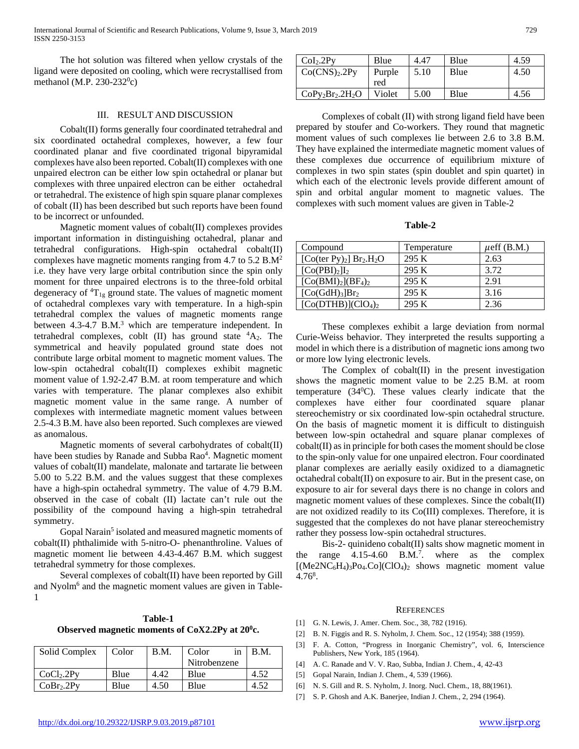The hot solution was filtered when yellow crystals of the ligand were deposited on cooling, which were recrystallised from methanol (M.P. 230-232$^0$c)

## III. RESULT AND DISCUSSION

Cobalt(II) forms generally four coordinated tetrahedral and six coordinated octahedral complexes, however, a few four coordinated planar and five coordinated trigonal bipyramidal complexes have also been reported. Cobalt(II) complexes with one unpaired electron can be either low spin octahedral or planar but complexes with three unpaired electron can be either octahedral or tetrahedral. The existence of high spin square planar complexes of cobalt (II) has been described but such reports have been found to be incorrect or unfounded.

Magnetic moment values of cobalt(II) complexes provides important information in distinguishing octahedral, planar and tetrahedral configurations. High-spin octahedral cobalt(II) complexes have magnetic moments ranging from 4.7 to 5.2 B.M[2] i.e. they have very large orbital contribution since the spin only moment for three unpaired electrons is to the three-fold orbital degeneracy of $^4T_{1g}$ ground state. The values of magnetic moment of octahedral complexes vary with temperature. In a high-spin tetrahedral complex the values of magnetic moments range between 4.3-4.7 B.M.[3] which are temperature independent. In tetrahedral complexes, coblt (II) has ground state $^4A_2$. The symmetrical and heavily populated ground state does not contribute large orbital moment to magnetic moment values. The low-spin octahedral cobalt(II) complexes exhibit magnetic moment value of 1.92-2.47 B.M. at room temperature and which varies with temperature. The planar complexes also exhibit magnetic moment value in the same range. A number of complexes with intermediate magnetic moment values between 2.5-4.3 B.M. have also been reported. Such complexes are viewed as anomalous.

Magnetic moments of several carbohydrates of cobalt(II) have been studies by Ranade and Subba Rao[4]. Magnetic moment values of cobalt(II) mandelate, malonate and tartarate lie between 5.00 to 5.22 B.M. and the values suggest that these complexes have a high-spin octahedral symmetry. The value of 4.79 B.M. observed in the case of cobalt (II) lactate can't rule out the possibility of the compound having a high-spin tetrahedral symmetry.

Gopal Narain[5] isolated and measured magnetic moments of cobalt(II) phthalimide with 5-nitro-O- phenanthroline. Values of magnetic moment lie between 4.43-4.467 B.M. which suggest tetrahedral symmetry for those complexes.

Several complexes of cobalt(II) have been reported by Gill and Nyolm[6] and the magnetic moment values are given in Table-1

**Table-1**
**Observed magnetic moments of CoX2.2Py at 20$^0$c.**

| Solid Complex | Color | B.M. | Color in Nitrobenzene | B.M. |
|---|---|---|---|---|
| $CoCl_2.2Py$ | Blue | 4.42 | Blue | 4.52 |
| $CoBr_2.2Py$ | Blue | 4.50 | Blue | 4.52 |
| $CoI_2.2Py$ | Blue | 4.47 | Blue | 4.59 |
| $Co(CNS)_2.2Py$ | Purple red | 5.10 | Blue | 4.50 |
| $CoPy_2Br_2.2H_2O$ | Violet | 5.00 | Blue | 4.56 |

Complexes of cobalt (II) with strong ligand field have been prepared by stoufer and Co-workers. They round that magnetic moment values of such complexes lie between 2.6 to 3.8 B.M. They have explained the intermediate magnetic moment values of these complexes due occurrence of equilibrium mixture of complexes in two spin states (spin doublet and spin quartet) in which each of the electronic levels provide different amount of spin and orbital angular moment to magnetic values. The complexes with such moment values are given in Table-2

**Table-2**

| Compound | Temperature | $\mu$eff (B.M.) |
|---|---|---|
| $[Co(ter Py)_2] Br_2.H_2O$ | 295 K | 2.63 |
| $[Co(PBI)_2]I_2$ | 295 K | 3.72 |
| $[Co(BMI)_2](BF_4)_2$ | 295 K | 2.91 |
| $[Co(GdH)_3]Br_2$ | 295 K | 3.16 |
| $[Co(DTHB)](ClO_4)_2$ | 295 K | 2.36 |

These complexes exhibit a large deviation from normal Curie-Weiss behavior. They interpreted the results supporting a model in which there is a distribution of magnetic ions among two or more low lying electronic levels.

The Complex of cobalt(II) in the present investigation shows the magnetic moment value to be 2.25 B.M. at room temperature (34$^0$C). These values clearly indicate that the complexes have either four coordinated square planar stereochemistry or six coordinated low-spin octahedral structure. On the basis of magnetic moment it is difficult to distinguish between low-spin octahedral and square planar complexes of cobalt(II) as in principle for both cases the moment should be close to the spin-only value for one unpaired electron. Four coordinated planar complexes are aerially easily oxidized to a diamagnetic octahedral cobalt(II) on exposure to air. But in the present case, on exposure to air for several days there is no change in colors and magnetic moment values of these complexes. Since the cobalt(II) are not oxidized readily to its Co(III) complexes. Therefore, it is suggested that the complexes do not have planar stereochemistry rather they possess low-spin octahedral structures.

Bis-2- quinideno cobalt(II) salts show magnetic moment in the range 4.15-4.60 B.M.[7]. where as the complex $[(Me2NC_6H_4)_3Po_4.Co](ClO_4)_2$ shows magnetic moment value 4.76[8].

## REFERENCES

[1] G. N. Lewis, J. Amer. Chem. Soc., 38, 782 (1916).

[2] B. N. Figgis and R. S. Nyholm, J. Chem. Soc., 12 (1954); 388 (1959).

[3] F. A. Cotton, "Progress in Inorganic Chemistry", vol. 6, Interscience Publishers, New York, 185 (1964).

[4] A. C. Ranade and V. V. Rao, Subba, Indian J. Chem., 4, 42-43

[5] Gopal Narain, Indian J. Chem., 4, 539 (1966).

[6] N. S. Gill and R. S. Nyholm, J. Inorg. Nucl. Chem., 18, 88(1961).

[7] S. P. Ghosh and A.K. Banerjee, Indian J. Chem., 2, 294 (1964).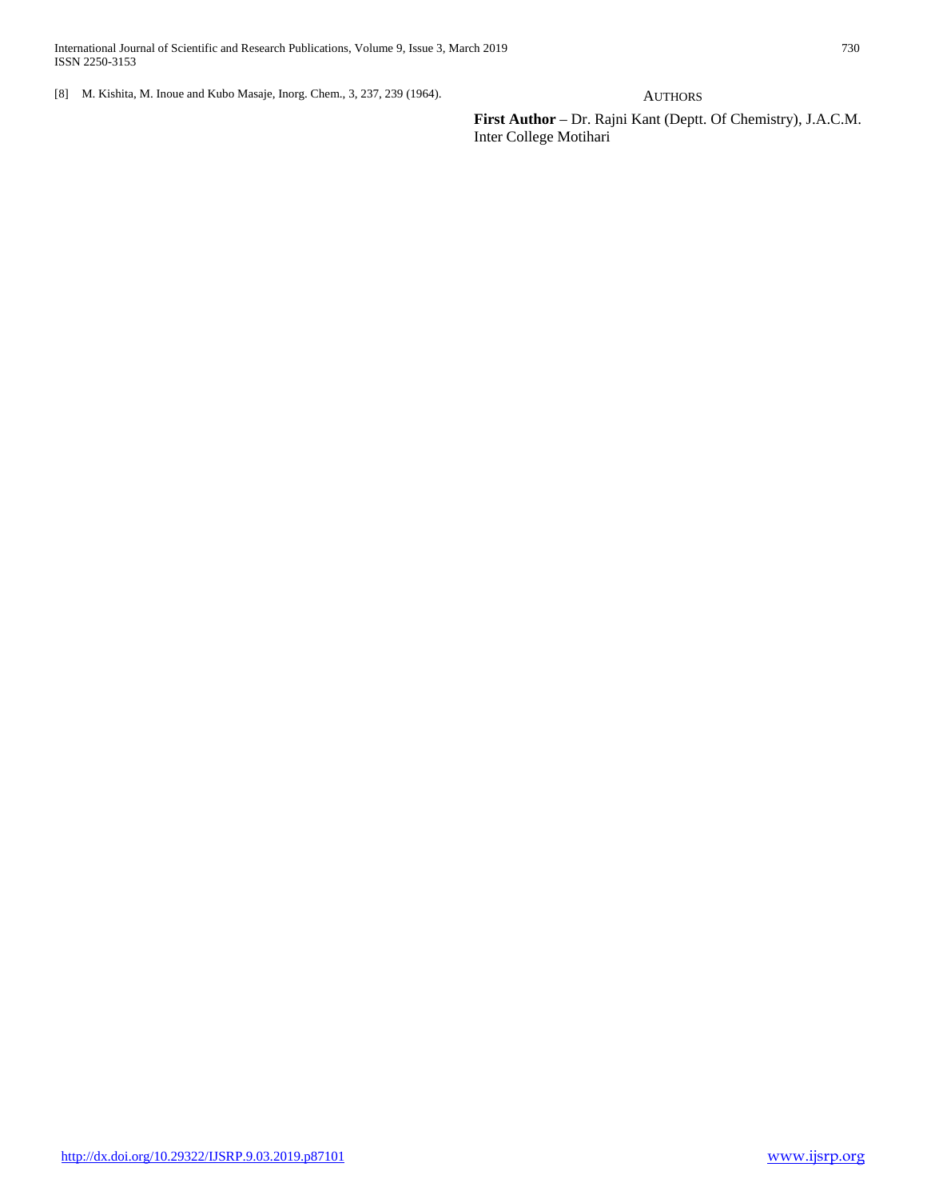[8] M. Kishita, M. Inoue and Kubo Masaje, Inorg. Chem., 3, 237, 239 (1964).

## AUTHORS

**First Author** – Dr. Rajni Kant (Deptt. Of Chemistry), J.A.C.M. Inter College Motihari